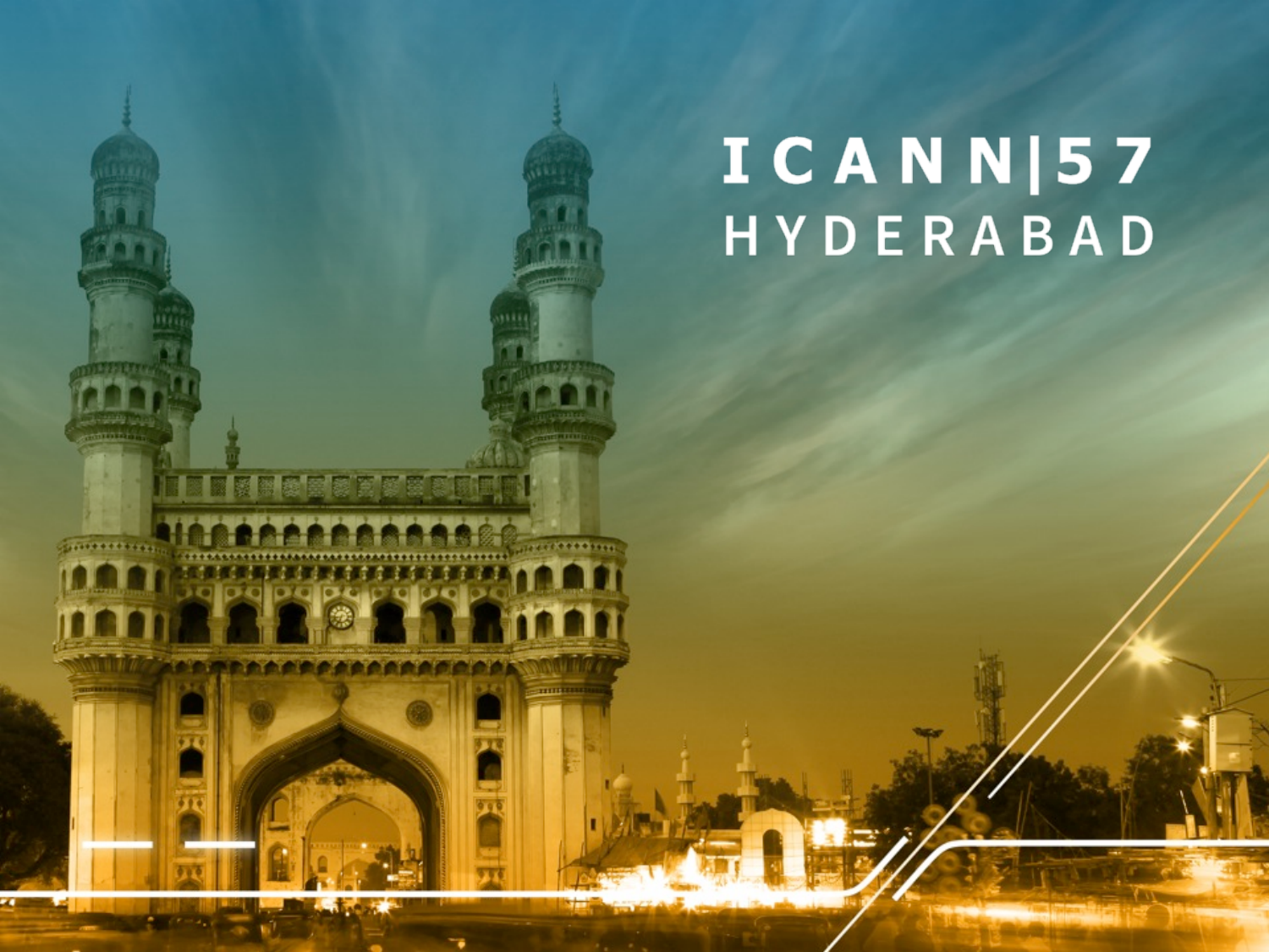# ICANN|57
## HYDERABAD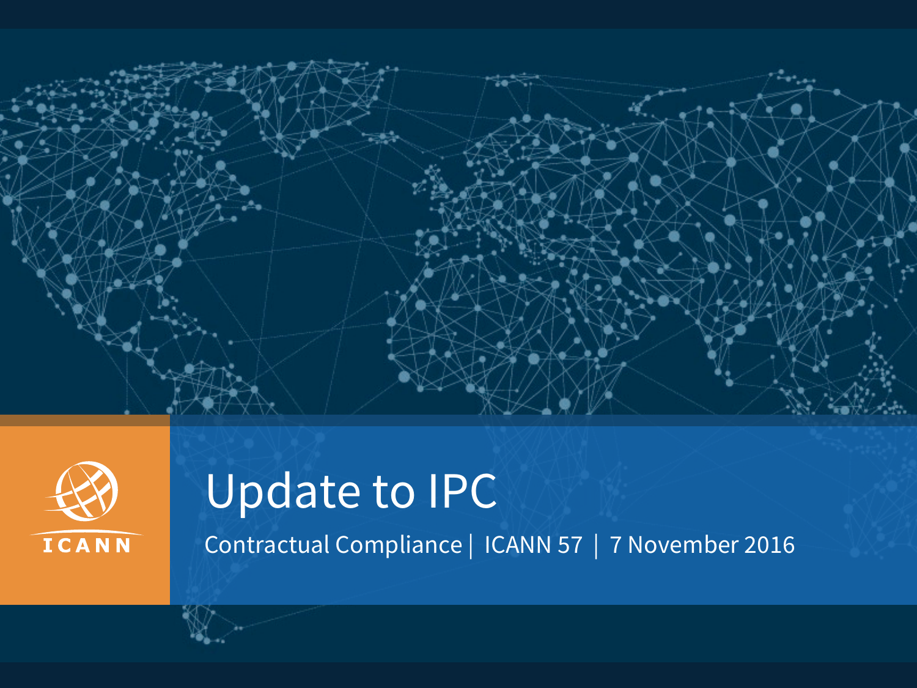# Update to IPC

Contractual Compliance | ICANN 57 | 7 November 2016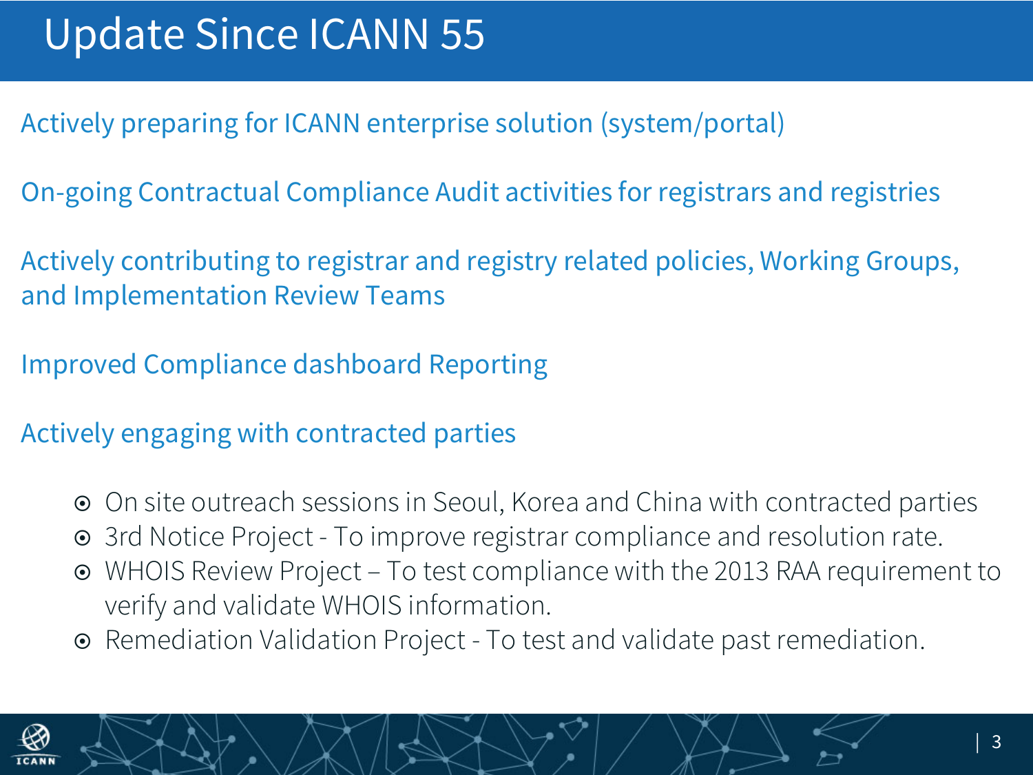# Update Since ICANN 55

Actively preparing for ICANN enterprise solution (system/portal)

On-going Contractual Compliance Audit activities for registrars and registries

Actively contributing to registrar and registry related policies, Working Groups, and Implementation Review Teams

Improved Compliance dashboard Reporting

Actively engaging with contracted parties

- On site outreach sessions in Seoul, Korea and China with contracted parties
- 3rd Notice Project - To improve registrar compliance and resolution rate.
- WHOIS Review Project – To test compliance with the 2013 RAA requirement to verify and validate WHOIS information.
- Remediation Validation Project - To test and validate past remediation.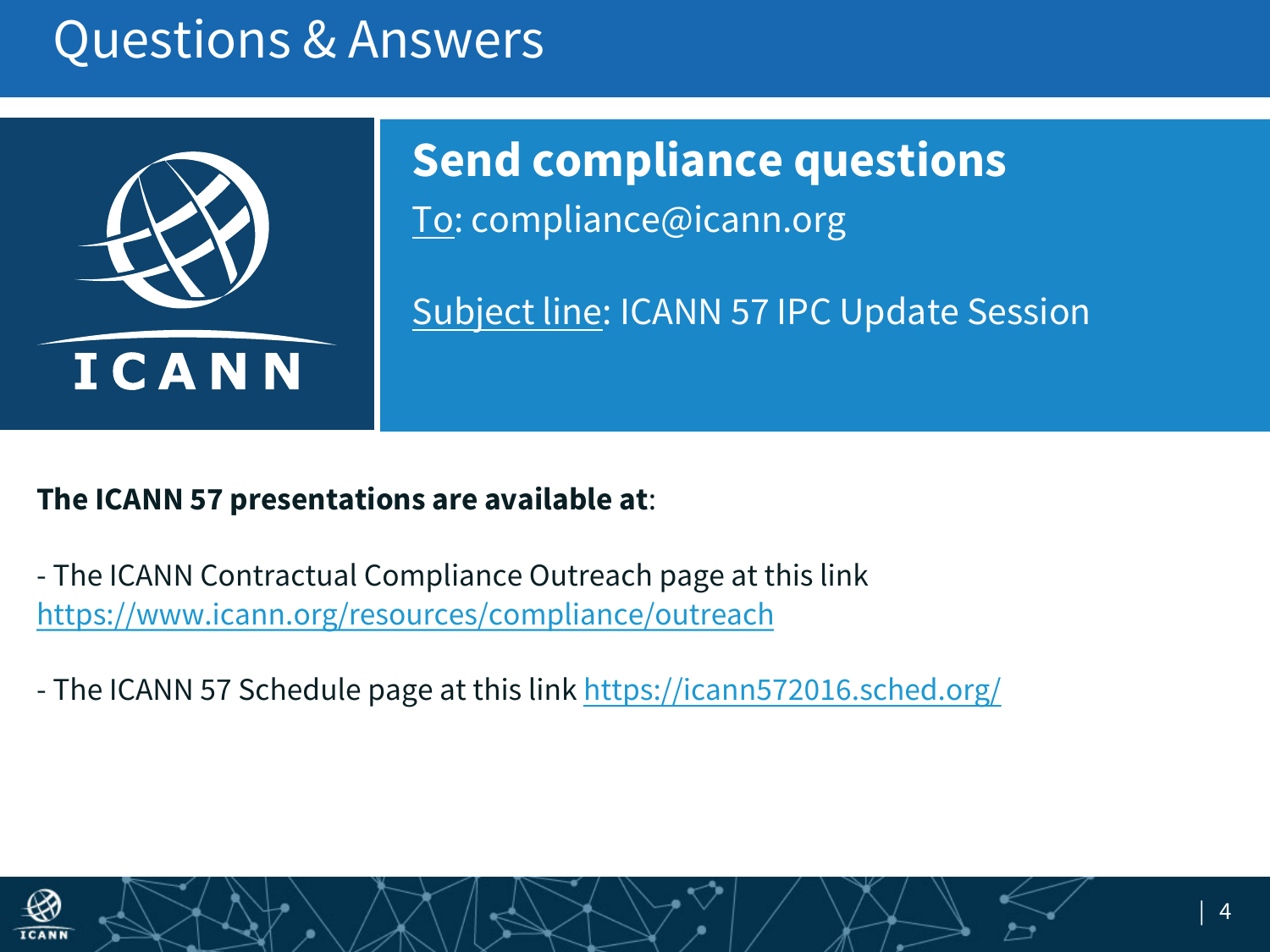# Questions & Answers

## Send compliance questions

To: compliance@icann.org

Subject line: ICANN 57 IPC Update Session

**The ICANN 57 presentations are available at**:

- The ICANN Contractual Compliance Outreach page at this link https://www.icann.org/resources/compliance/outreach

- The ICANN 57 Schedule page at this link https://icann572016.sched.org/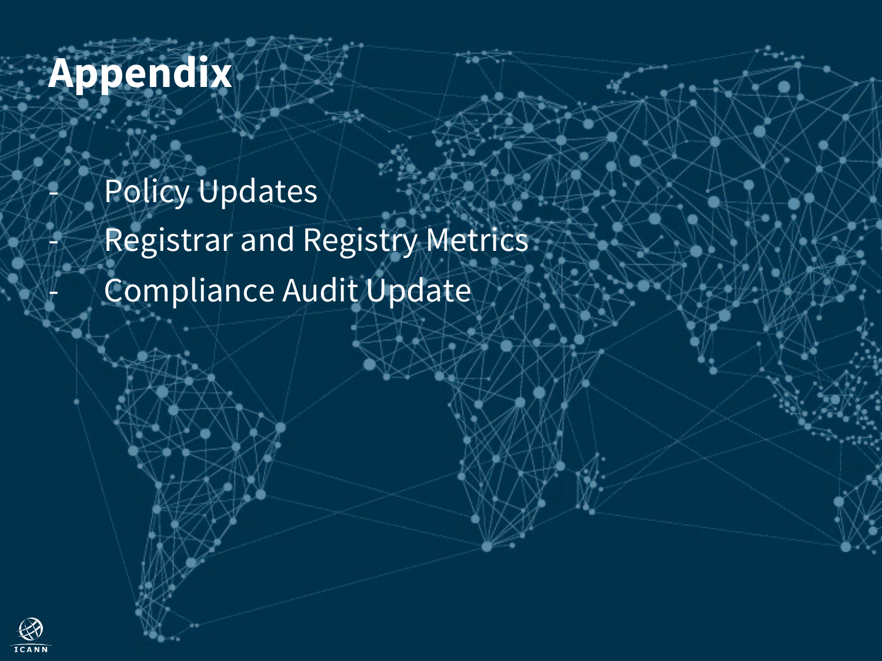# Appendix

- Policy Updates
- Registrar and Registry Metrics
- Compliance Audit Update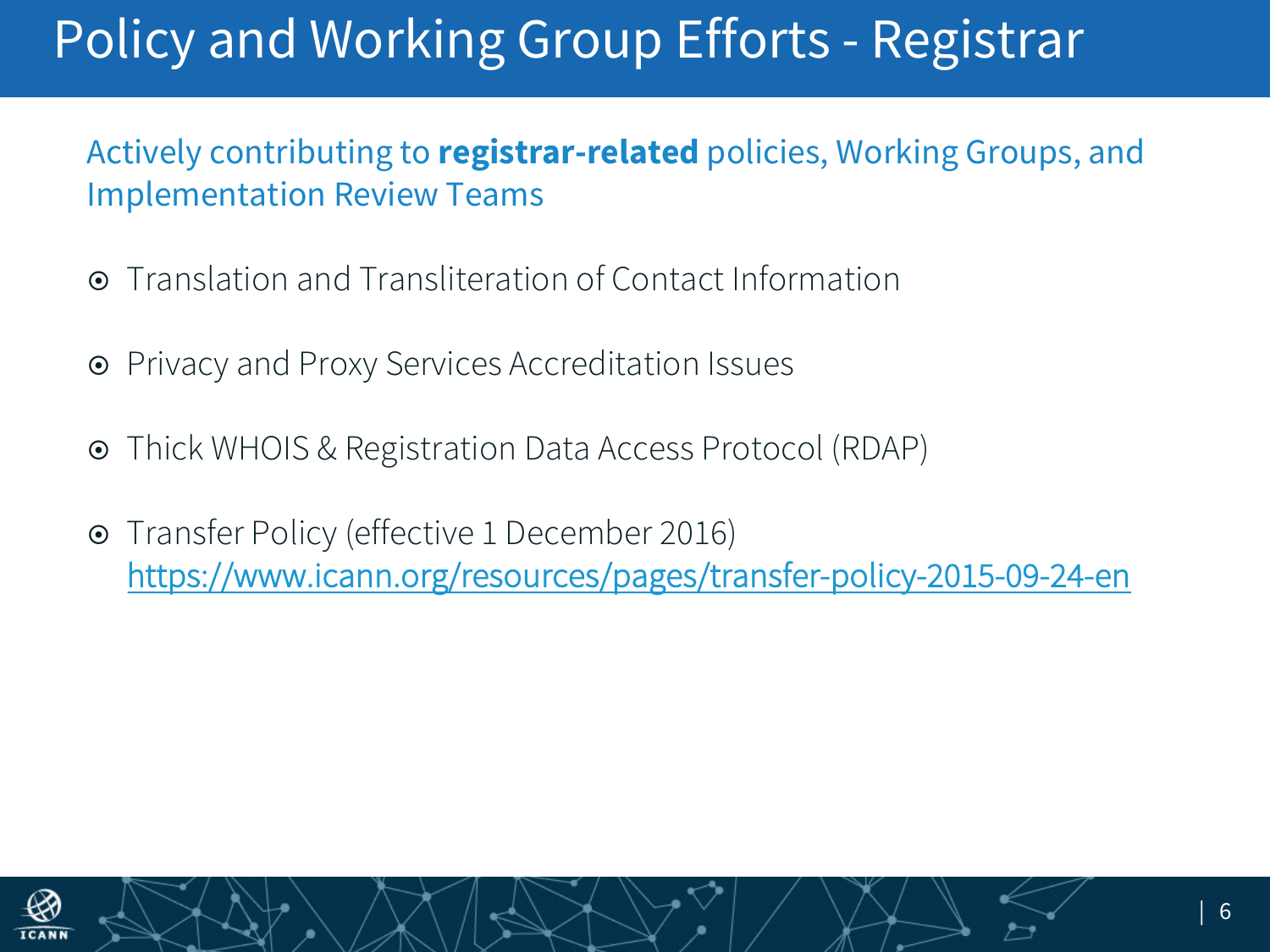# Policy and Working Group Efforts - Registrar

Actively contributing to **registrar-related** policies, Working Groups, and Implementation Review Teams

- Translation and Transliteration of Contact Information
- Privacy and Proxy Services Accreditation Issues
- Thick WHOIS & Registration Data Access Protocol (RDAP)
- Transfer Policy (effective 1 December 2016)
  https://www.icann.org/resources/pages/transfer-policy-2015-09-24-en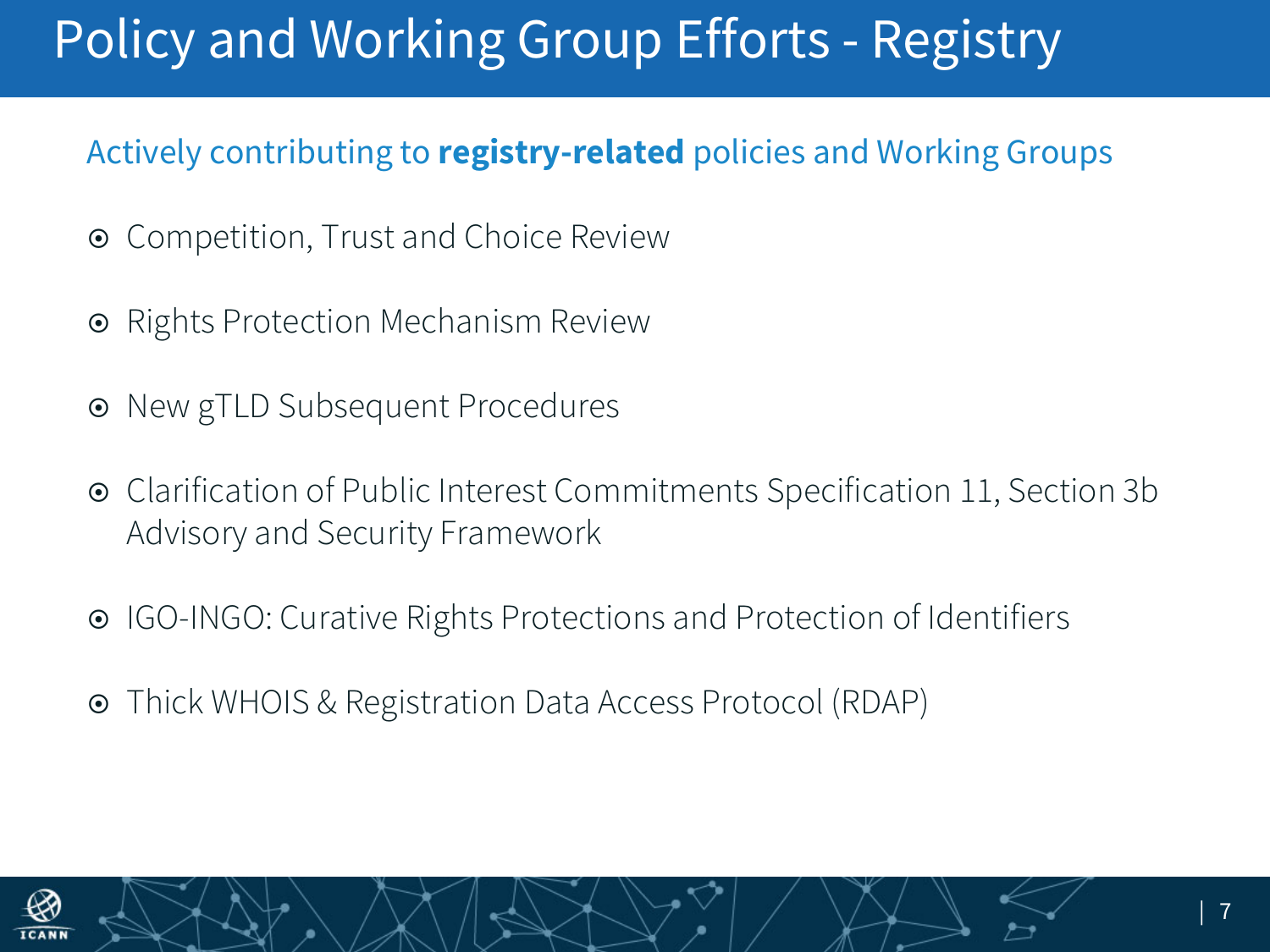# Policy and Working Group Efforts - Registry

Actively contributing to **registry-related** policies and Working Groups

- Competition, Trust and Choice Review
- Rights Protection Mechanism Review
- New gTLD Subsequent Procedures
- Clarification of Public Interest Commitments Specification 11, Section 3b Advisory and Security Framework
- IGO-INGO: Curative Rights Protections and Protection of Identifiers
- Thick WHOIS & Registration Data Access Protocol (RDAP)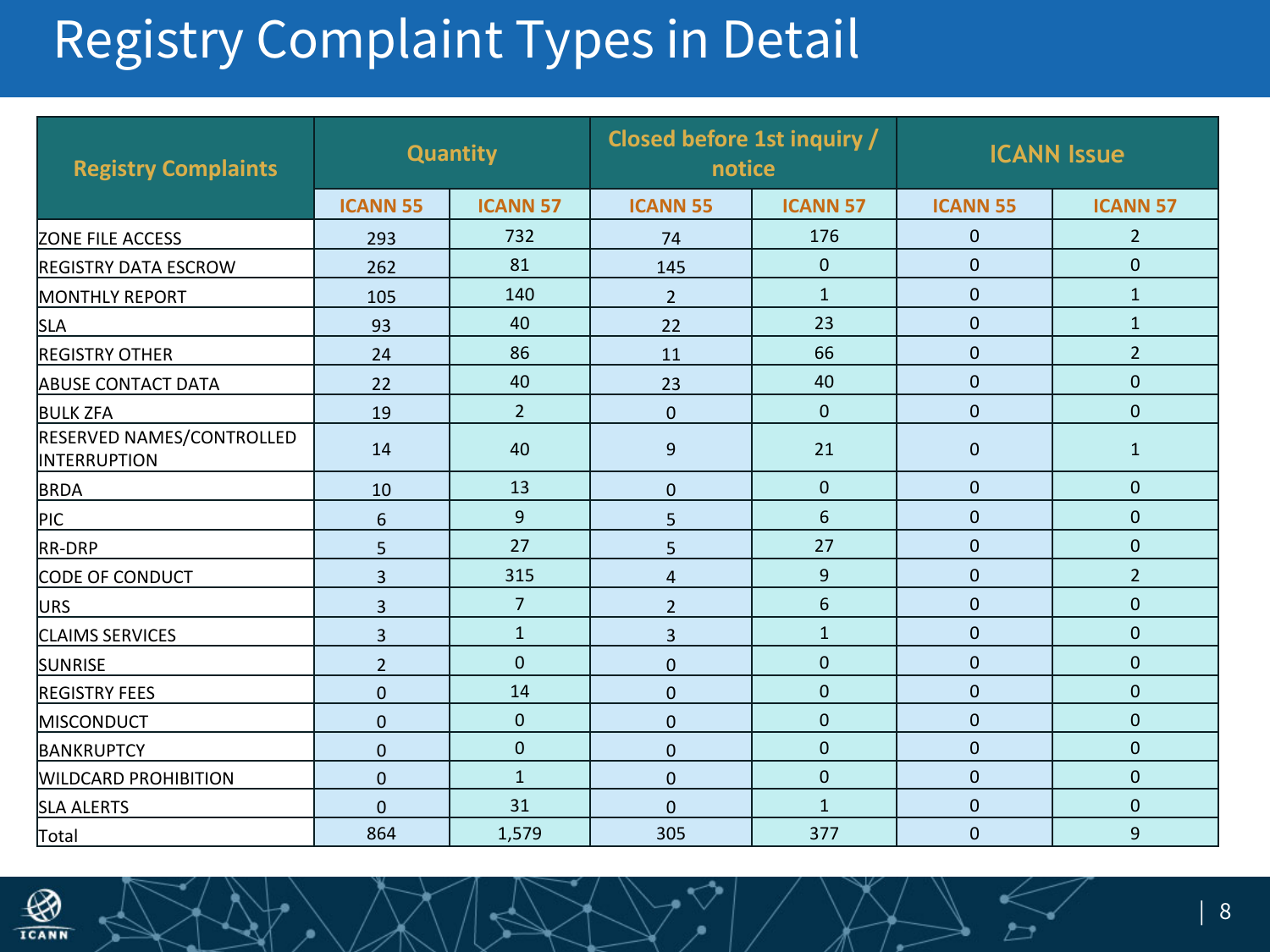# Registry Complaint Types in Detail

| Registry Complaints | Quantity | | Closed before 1st inquiry / notice | | ICANN Issue | |
|---|---|---|---|---|---|---|
| | ICANN 55 | ICANN 57 | ICANN 55 | ICANN 57 | ICANN 55 | ICANN 57 |
| ZONE FILE ACCESS | 293 | 732 | 74 | 176 | 0 | 2 |
| REGISTRY DATA ESCROW | 262 | 81 | 145 | 0 | 0 | 0 |
| MONTHLY REPORT | 105 | 140 | 2 | 1 | 0 | 1 |
| SLA | 93 | 40 | 22 | 23 | 0 | 1 |
| REGISTRY OTHER | 24 | 86 | 11 | 66 | 0 | 2 |
| ABUSE CONTACT DATA | 22 | 40 | 23 | 40 | 0 | 0 |
| BULK ZFA | 19 | 2 | 0 | 0 | 0 | 0 |
| RESERVED NAMES/CONTROLLED INTERRUPTION | 14 | 40 | 9 | 21 | 0 | 1 |
| BRDA | 10 | 13 | 0 | 0 | 0 | 0 |
| PIC | 6 | 9 | 5 | 6 | 0 | 0 |
| RR-DRP | 5 | 27 | 5 | 27 | 0 | 0 |
| CODE OF CONDUCT | 3 | 315 | 4 | 9 | 0 | 2 |
| URS | 3 | 7 | 2 | 6 | 0 | 0 |
| CLAIMS SERVICES | 3 | 1 | 3 | 1 | 0 | 0 |
| SUNRISE | 2 | 0 | 0 | 0 | 0 | 0 |
| REGISTRY FEES | 0 | 14 | 0 | 0 | 0 | 0 |
| MISCONDUCT | 0 | 0 | 0 | 0 | 0 | 0 |
| BANKRUPTCY | 0 | 0 | 0 | 0 | 0 | 0 |
| WILDCARD PROHIBITION | 0 | 1 | 0 | 0 | 0 | 0 |
| SLA ALERTS | 0 | 31 | 0 | 1 | 0 | 0 |
| Total | 864 | 1,579 | 305 | 377 | 0 | 9 |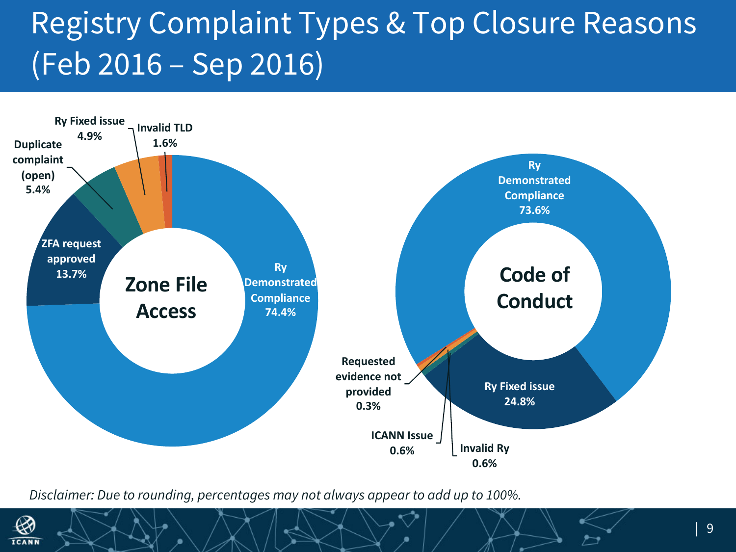# Registry Complaint Types & Top Closure Reasons (Feb 2016 – Sep 2016)

**Zone File Access**

- Ry Demonstrated Compliance 74.4%
- ZFA request approved 13.7%
- Duplicate complaint (open) 5.4%
- Ry Fixed issue 4.9%
- Invalid TLD 1.6%

**Code of Conduct**

- Ry Demonstrated Compliance 73.6%
- Ry Fixed issue 24.8%
- Invalid Ry 0.6%
- ICANN Issue 0.6%
- Requested evidence not provided 0.3%

*Disclaimer: Due to rounding, percentages may not always appear to add up to 100%.*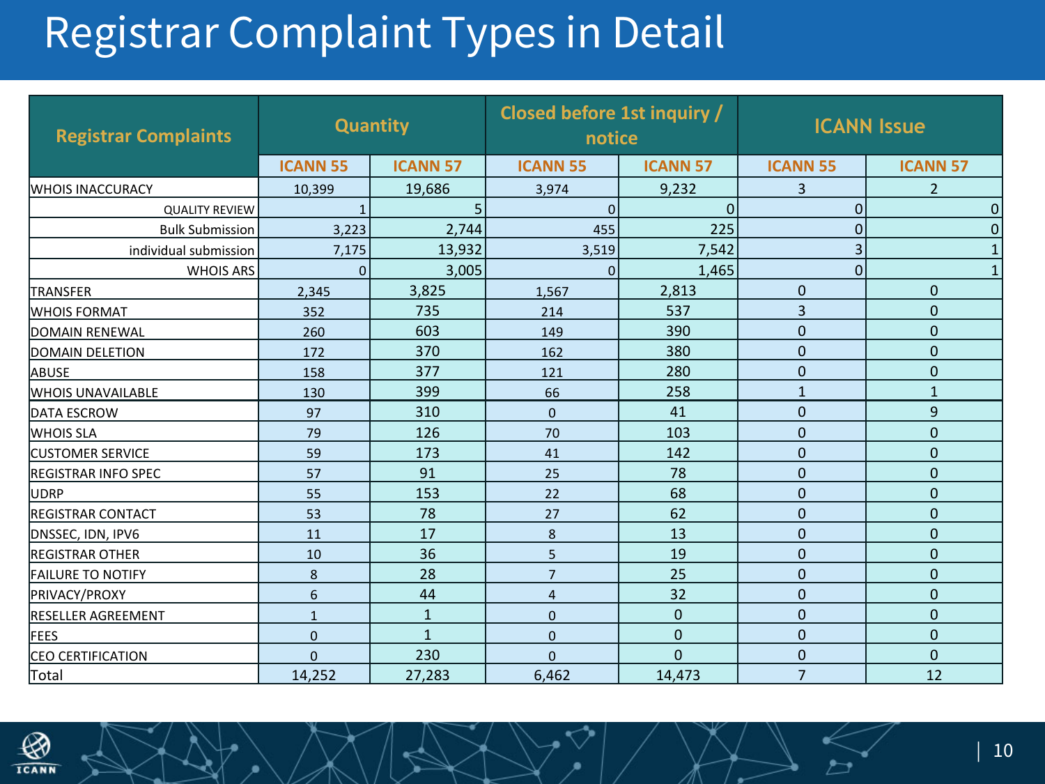# Registrar Complaint Types in Detail

| Registrar Complaints | Quantity | | Closed before 1st inquiry / notice | | ICANN Issue | |
|---|---|---|---|---|---|---|
| | ICANN 55 | ICANN 57 | ICANN 55 | ICANN 57 | ICANN 55 | ICANN 57 |
| WHOIS INACCURACY | 10,399 | 19,686 | 3,974 | 9,232 | 3 | 2 |
| QUALITY REVIEW | 1 | 5 | 0 | 0 | 0 | 0 |
| Bulk Submission | 3,223 | 2,744 | 455 | 225 | 0 | 0 |
| individual submission | 7,175 | 13,932 | 3,519 | 7,542 | 3 | 1 |
| WHOIS ARS | 0 | 3,005 | 0 | 1,465 | 0 | 1 |
| TRANSFER | 2,345 | 3,825 | 1,567 | 2,813 | 0 | 0 |
| WHOIS FORMAT | 352 | 735 | 214 | 537 | 3 | 0 |
| DOMAIN RENEWAL | 260 | 603 | 149 | 390 | 0 | 0 |
| DOMAIN DELETION | 172 | 370 | 162 | 380 | 0 | 0 |
| ABUSE | 158 | 377 | 121 | 280 | 0 | 0 |
| WHOIS UNAVAILABLE | 130 | 399 | 66 | 258 | 1 | 1 |
| DATA ESCROW | 97 | 310 | 0 | 41 | 0 | 9 |
| WHOIS SLA | 79 | 126 | 70 | 103 | 0 | 0 |
| CUSTOMER SERVICE | 59 | 173 | 41 | 142 | 0 | 0 |
| REGISTRAR INFO SPEC | 57 | 91 | 25 | 78 | 0 | 0 |
| UDRP | 55 | 153 | 22 | 68 | 0 | 0 |
| REGISTRAR CONTACT | 53 | 78 | 27 | 62 | 0 | 0 |
| DNSSEC, IDN, IPV6 | 11 | 17 | 8 | 13 | 0 | 0 |
| REGISTRAR OTHER | 10 | 36 | 5 | 19 | 0 | 0 |
| FAILURE TO NOTIFY | 8 | 28 | 7 | 25 | 0 | 0 |
| PRIVACY/PROXY | 6 | 44 | 4 | 32 | 0 | 0 |
| RESELLER AGREEMENT | 1 | 1 | 0 | 0 | 0 | 0 |
| FEES | 0 | 1 | 0 | 0 | 0 | 0 |
| CEO CERTIFICATION | 0 | 230 | 0 | 0 | 0 | 0 |
| Total | 14,252 | 27,283 | 6,462 | 14,473 | 7 | 12 |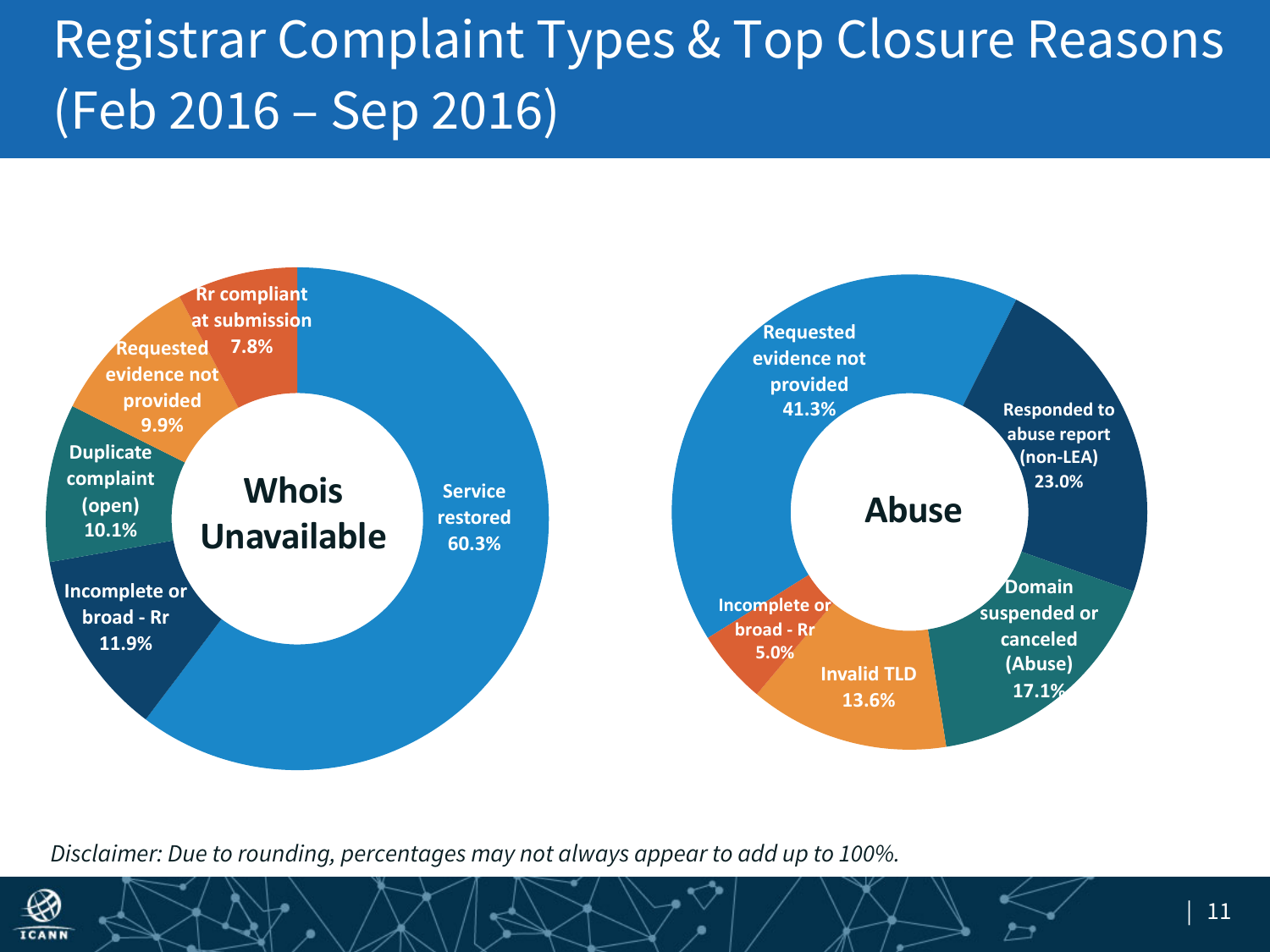# Registrar Complaint Types & Top Closure Reasons (Feb 2016 – Sep 2016)

## Whois Unavailable

| Closure Reason | Percentage |
|---|---|
| Service restored | 60.3% |
| Incomplete or broad - Rr | 11.9% |
| Duplicate complaint (open) | 10.1% |
| Requested evidence not provided | 9.9% |
| Rr compliant at submission | 7.8% |

## Abuse

| Closure Reason | Percentage |
|---|---|
| Requested evidence not provided | 41.3% |
| Responded to abuse report (non-LEA) | 23.0% |
| Domain suspended or canceled (Abuse) | 17.1% |
| Invalid TLD | 13.6% |
| Incomplete or broad - Rr | 5.0% |

*Disclaimer: Due to rounding, percentages may not always appear to add up to 100%.*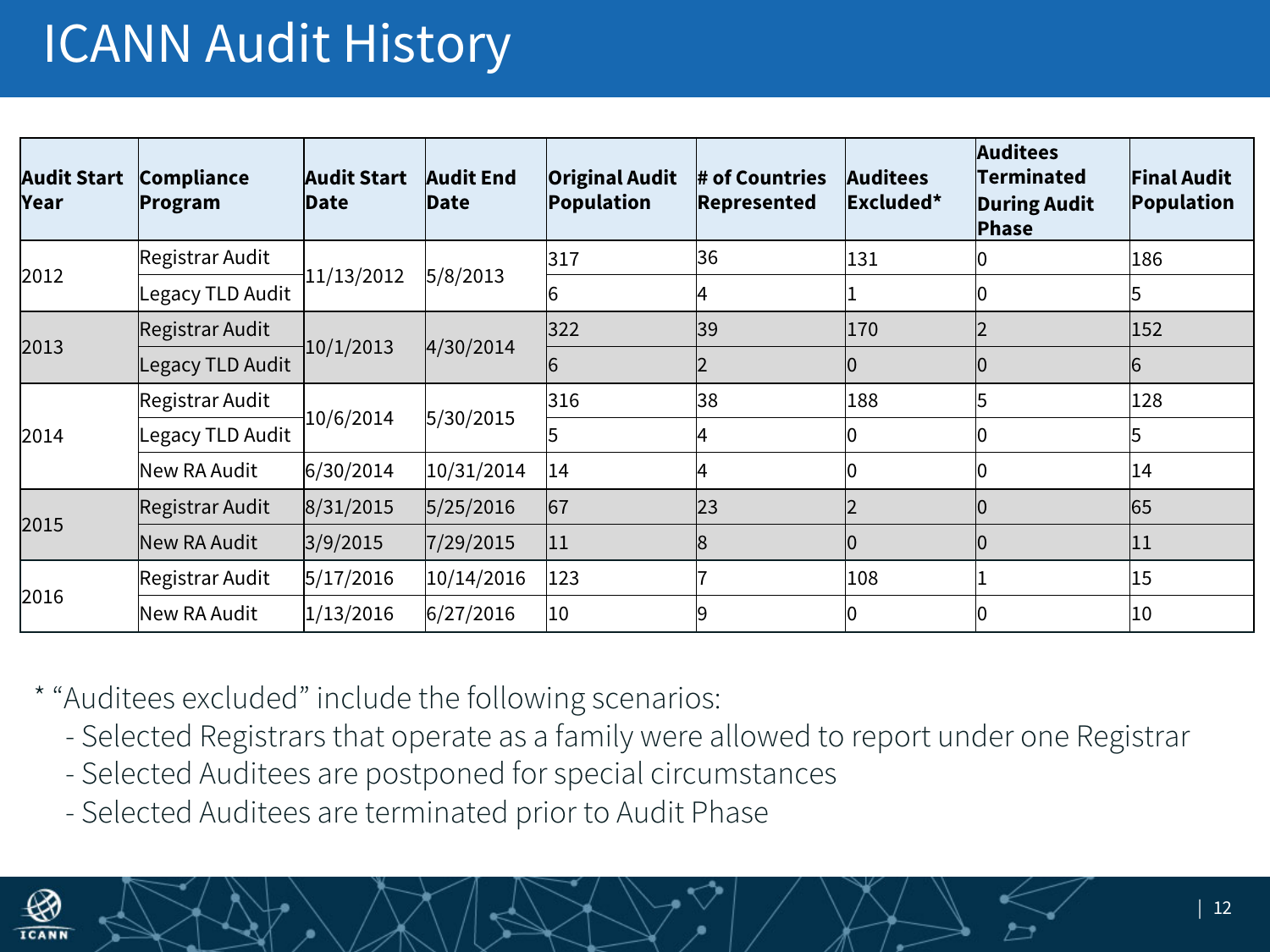# ICANN Audit History

| Audit Start Year | Compliance Program | Audit Start Date | Audit End Date | Original Audit Population | # of Countries Represented | Auditees Excluded* | Auditees Terminated During Audit Phase | Final Audit Population |
|---|---|---|---|---|---|---|---|---|
| 2012 | Registrar Audit | 11/13/2012 | 5/8/2013 | 317 | 36 | 131 | 0 | 186 |
| | Legacy TLD Audit | | | 6 | 4 | 1 | 0 | 5 |
| 2013 | Registrar Audit | 10/1/2013 | 4/30/2014 | 322 | 39 | 170 | 2 | 152 |
| | Legacy TLD Audit | | | 6 | 2 | 0 | 0 | 6 |
| 2014 | Registrar Audit | 10/6/2014 | 5/30/2015 | 316 | 38 | 188 | 5 | 128 |
| | Legacy TLD Audit | | | 5 | 4 | 0 | 0 | 5 |
| | New RA Audit | 6/30/2014 | 10/31/2014 | 14 | 4 | 0 | 0 | 14 |
| 2015 | Registrar Audit | 8/31/2015 | 5/25/2016 | 67 | 23 | 2 | 0 | 65 |
| | New RA Audit | 3/9/2015 | 7/29/2015 | 11 | 8 | 0 | 0 | 11 |
| 2016 | Registrar Audit | 5/17/2016 | 10/14/2016 | 123 | 7 | 108 | 1 | 15 |
| | New RA Audit | 1/13/2016 | 6/27/2016 | 10 | 9 | 0 | 0 | 10 |

* "Auditees excluded" include the following scenarios:
  - Selected Registrars that operate as a family were allowed to report under one Registrar
  - Selected Auditees are postponed for special circumstances
  - Selected Auditees are terminated prior to Audit Phase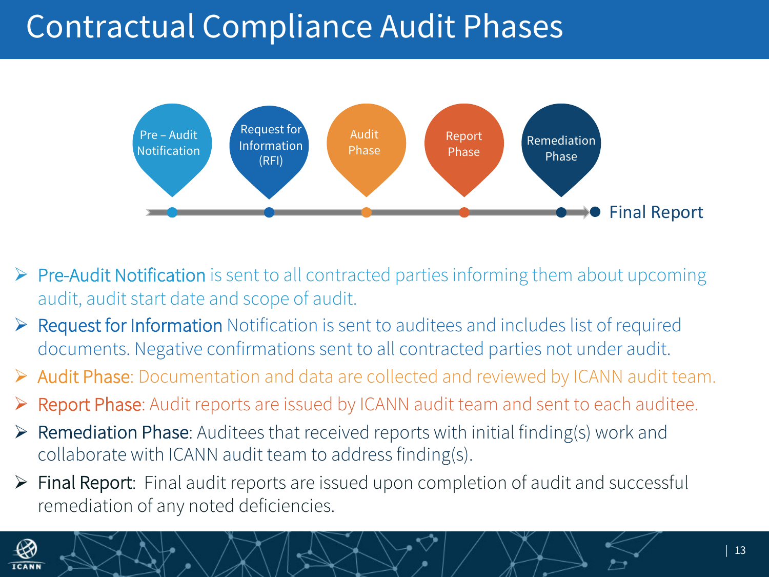# Contractual Compliance Audit Phases

Pre – Audit Notification → Request for Information (RFI) → Audit Phase → Report Phase → Remediation Phase → Final Report

- **Pre-Audit Notification** is sent to all contracted parties informing them about upcoming audit, audit start date and scope of audit.
- **Request for Information** Notification is sent to auditees and includes list of required documents. Negative confirmations sent to all contracted parties not under audit.
- **Audit Phase**: Documentation and data are collected and reviewed by ICANN audit team.
- **Report Phase**: Audit reports are issued by ICANN audit team and sent to each auditee.
- **Remediation Phase**: Auditees that received reports with initial finding(s) work and collaborate with ICANN audit team to address finding(s).
- **Final Report**: Final audit reports are issued upon completion of audit and successful remediation of any noted deficiencies.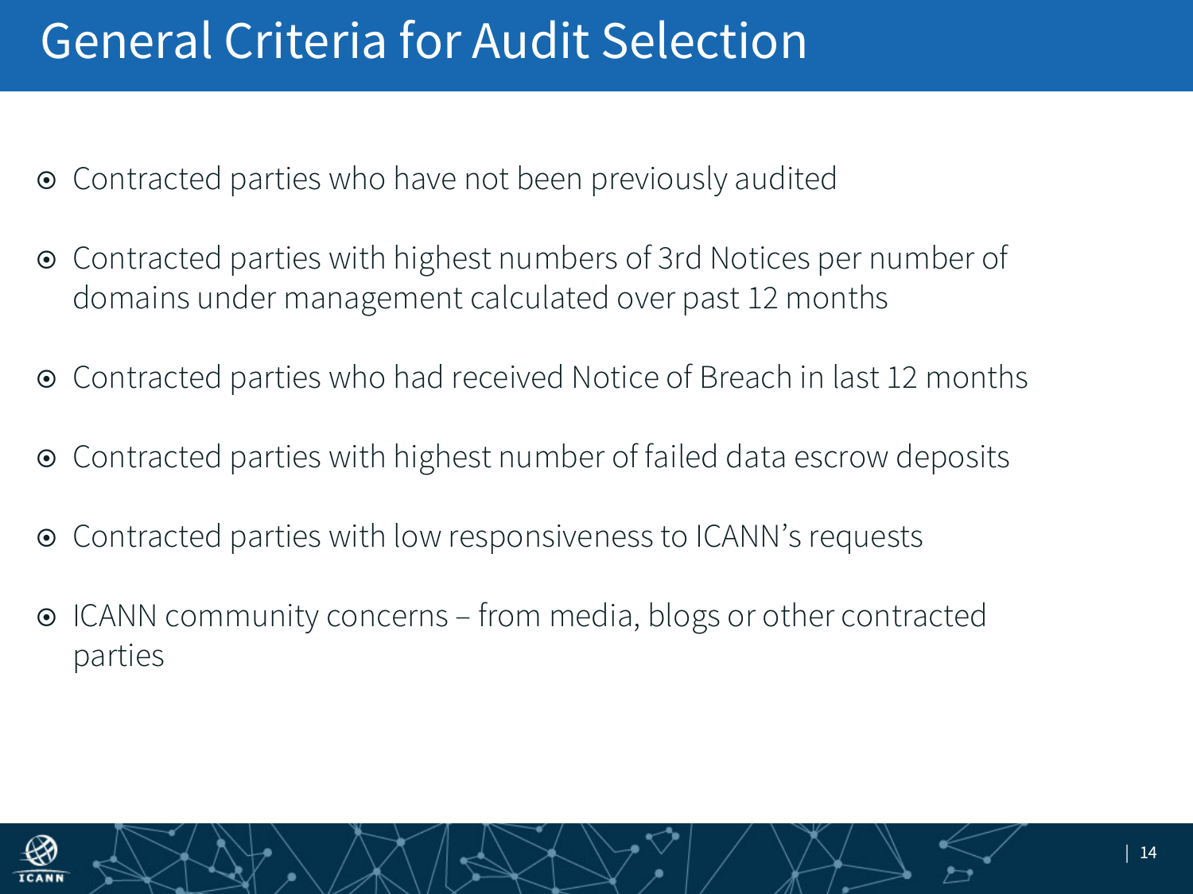# General Criteria for Audit Selection

- Contracted parties who have not been previously audited
- Contracted parties with highest numbers of 3rd Notices per number of domains under management calculated over past 12 months
- Contracted parties who had received Notice of Breach in last 12 months
- Contracted parties with highest number of failed data escrow deposits
- Contracted parties with low responsiveness to ICANN's requests
- ICANN community concerns – from media, blogs or other contracted parties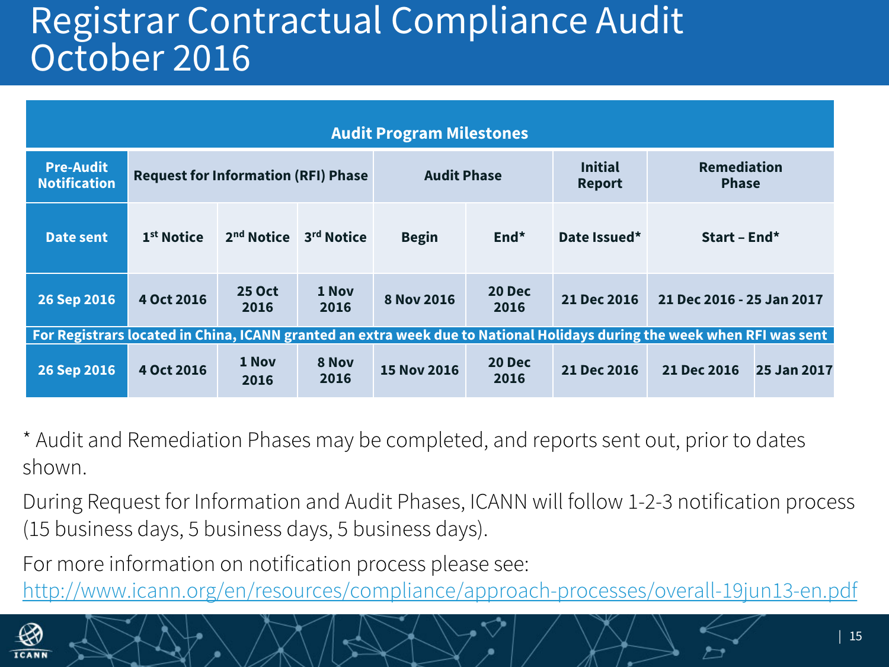# Registrar Contractual Compliance Audit October 2016

| Audit Program Milestones | | | | | | | | |
|---|---|---|---|---|---|---|---|---|
| Pre-Audit Notification | Request for Information (RFI) Phase | | | Audit Phase | | Initial Report | Remediation Phase | |
| Date sent | 1st Notice | 2nd Notice | 3rd Notice | Begin | End* | Date Issued* | Start – End* | |
| 26 Sep 2016 | 4 Oct 2016 | 25 Oct 2016 | 1 Nov 2016 | 8 Nov 2016 | 20 Dec 2016 | 21 Dec 2016 | 21 Dec 2016 - 25 Jan 2017 | |
| For Registrars located in China, ICANN granted an extra week due to National Holidays during the week when RFI was sent | | | | | | | | |
| 26 Sep 2016 | 4 Oct 2016 | 1 Nov 2016 | 8 Nov 2016 | 15 Nov 2016 | 20 Dec 2016 | 21 Dec 2016 | 21 Dec 2016 | 25 Jan 2017 |

* Audit and Remediation Phases may be completed, and reports sent out, prior to dates shown.

During Request for Information and Audit Phases, ICANN will follow 1-2-3 notification process (15 business days, 5 business days, 5 business days).

For more information on notification process please see: http://www.icann.org/en/resources/compliance/approach-processes/overall-19jun13-en.pdf